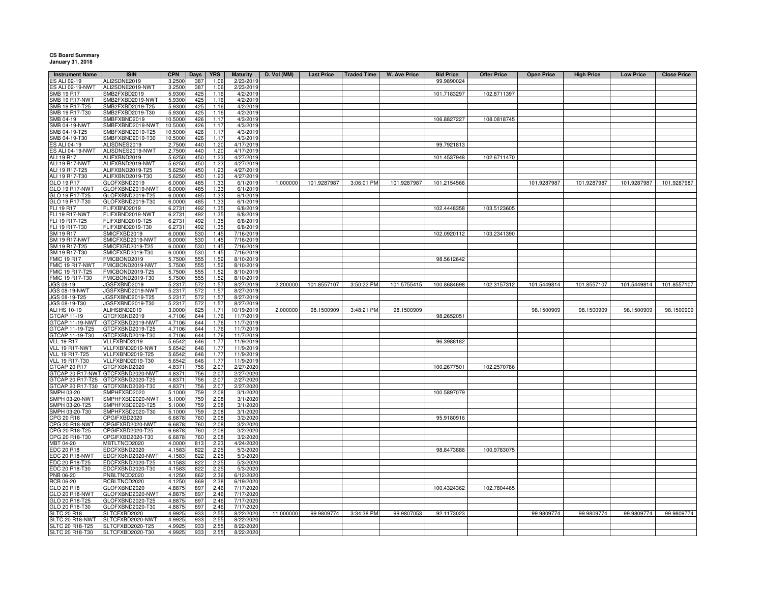**CS Board Summary**
**January 31, 2018**

| Instrument Name | ISIN | CPN | Days | YRS | Maturity | D. Vol (MM) | Last Price | Traded Time | W. Ave Price | Bid Price | Offer Price | Open Price | High Price | Low Price | Close Price |
|---|---|---|---|---|---|---|---|---|---|---|---|---|---|---|---|
| ES ALI 02-19 | ALI2SDNE2019 | 3.2500 | 387 | 1.06 | 2/23/2019 | | | | | 99.9890024 | | | | | |
| ES ALI 02-19-NWT | ALI2SDNE2019-NWT | 3.2500 | 387 | 1.06 | 2/23/2019 | | | | | | | | | | |
| SMB 19 R17 | SMB2FXBD2019 | 5.9300 | 425 | 1.16 | 4/2/2019 | | | | | 101.7183297 | 102.8711397 | | | | |
| SMB 19 R17-NWT | SMB2FXBD2019-NWT | 5.9300 | 425 | 1.16 | 4/2/2019 | | | | | | | | | | |
| SMB 19 R17-T25 | SMB2FXBD2019-T25 | 5.9300 | 425 | 1.16 | 4/2/2019 | | | | | | | | | | |
| SMB 19 R17-T30 | SMB2FXBD2019-T30 | 5.9300 | 425 | 1.16 | 4/2/2019 | | | | | | | | | | |
| SMB 04-19 | SMBFXBND2019 | 10.5000 | 426 | 1.17 | 4/3/2019 | | | | | 106.8827227 | 108.0818745 | | | | |
| SMB 04-19-NWT | SMBFXBND2019-NWT | 10.5000 | 426 | 1.17 | 4/3/2019 | | | | | | | | | | |
| SMB 04-19-T25 | SMBFXBND2019-T25 | 10.5000 | 426 | 1.17 | 4/3/2019 | | | | | | | | | | |
| SMB 04-19-T30 | SMBFXBND2019-T30 | 10.5000 | 426 | 1.17 | 4/3/2019 | | | | | | | | | | |
| ES ALI 04-19 | ALISDNES2019 | 2.7500 | 440 | 1.20 | 4/17/2019 | | | | | 99.7921813 | | | | | |
| ES ALI 04-19-NWT | ALISDNES2019-NWT | 2.7500 | 440 | 1.20 | 4/17/2019 | | | | | | | | | | |
| ALI 19 R17 | ALIFXBND2019 | 5.6250 | 450 | 1.23 | 4/27/2019 | | | | | 101.4537948 | 102.6711470 | | | | |
| ALI 19 R17-NWT | ALIFXBND2019-NWT | 5.6250 | 450 | 1.23 | 4/27/2019 | | | | | | | | | | |
| ALI 19 R17-T25 | ALIFXBND2019-T25 | 5.6250 | 450 | 1.23 | 4/27/2019 | | | | | | | | | | |
| ALI 19 R17-T30 | ALIFXBND2019-T30 | 5.6250 | 450 | 1.23 | 4/27/2019 | | | | | | | | | | |
| GLO 19 R17 | GLOFXBND2019 | 6.0000 | 485 | 1.33 | 6/1/2019 | 1.000000 | 101.9287987 | 3:06:01 PM | 101.9287987 | 101.2154566 | | 101.9287987 | 101.9287987 | 101.9287987 | 101.9287987 |
| GLO 19 R17-NWT | GLOFXBND2019-NWT | 6.0000 | 485 | 1.33 | 6/1/2019 | | | | | | | | | | |
| GLO 19 R17-T25 | GLOFXBND2019-T25 | 6.0000 | 485 | 1.33 | 6/1/2019 | | | | | | | | | | |
| GLO 19 R17-T30 | GLOFXBND2019-T30 | 6.0000 | 485 | 1.33 | 6/1/2019 | | | | | | | | | | |
| FLI 19 R17 | FLIFXBND2019 | 6.2731 | 492 | 1.35 | 6/8/2019 | | | | | 102.4448358 | 103.5123605 | | | | |
| FLI 19 R17-NWT | FLIFXBND2019-NWT | 6.2731 | 492 | 1.35 | 6/8/2019 | | | | | | | | | | |
| FLI 19 R17-T25 | FLIFXBND2019-T25 | 6.2731 | 492 | 1.35 | 6/8/2019 | | | | | | | | | | |
| FLI 19 R17-T30 | FLIFXBND2019-T30 | 6.2731 | 492 | 1.35 | 6/8/2019 | | | | | | | | | | |
| SM 19 R17 | SMICFXBD2019 | 6.0000 | 530 | 1.45 | 7/16/2019 | | | | | 102.0920112 | 103.2341390 | | | | |
| SM 19 R17-NWT | SMICFXBD2019-NWT | 6.0000 | 530 | 1.45 | 7/16/2019 | | | | | | | | | | |
| SM 19 R17-T25 | SMICFXBD2019-T25 | 6.0000 | 530 | 1.45 | 7/16/2019 | | | | | | | | | | |
| SM 19 R17-T30 | SMICFXBD2019-T30 | 6.0000 | 530 | 1.45 | 7/16/2019 | | | | | | | | | | |
| FMIC 19 R17 | FMICBOND2019 | 5.7500 | 555 | 1.52 | 8/10/2019 | | | | | 98.5612642 | | | | | |
| FMIC 19 R17-NWT | FMICBOND2019-NWT | 5.7500 | 555 | 1.52 | 8/10/2019 | | | | | | | | | | |
| FMIC 19 R17-T25 | FMICBOND2019-T25 | 5.7500 | 555 | 1.52 | 8/10/2019 | | | | | | | | | | |
| FMIC 19 R17-T30 | FMICBOND2019-T30 | 5.7500 | 555 | 1.52 | 8/10/2019 | | | | | | | | | | |
| JGS 08-19 | JGSFXBND2019 | 5.2317 | 572 | 1.57 | 8/27/2019 | 2.200000 | 101.8557107 | 3:50:22 PM | 101.5755415 | 100.8684698 | 102.3157312 | 101.5449814 | 101.8557107 | 101.5449814 | 101.8557107 |
| JGS 08-19-NWT | JGSFXBND2019-NWT | 5.2317 | 572 | 1.57 | 8/27/2019 | | | | | | | | | | |
| JGS 08-19-T25 | JGSFXBND2019-T25 | 5.2317 | 572 | 1.57 | 8/27/2019 | | | | | | | | | | |
| JGS 08-19-T30 | JGSFXBND2019-T30 | 5.2317 | 572 | 1.57 | 8/27/2019 | | | | | | | | | | |
| ALI HS 10-19 | ALIHSBND2019 | 3.0000 | 625 | 1.71 | 10/19/2019 | 2.000000 | 98.1500909 | 3:48:21 PM | 98.1500909 | | | 98.1500909 | 98.1500909 | 98.1500909 | 98.1500909 |
| GTCAP 11-19 | GTCFXBND2019 | 4.7106 | 644 | 1.76 | 11/7/2019 | | | | | 98.2652051 | | | | | |
| GTCAP 11-19-NWT | GTCFXBND2019-NWT | 4.7106 | 644 | 1.76 | 11/7/2019 | | | | | | | | | | |
| GTCAP 11-19-T25 | GTCFXBND2019-T25 | 4.7106 | 644 | 1.76 | 11/7/2019 | | | | | | | | | | |
| GTCAP 11-19-T30 | GTCFXBND2019-T30 | 4.7106 | 644 | 1.76 | 11/7/2019 | | | | | | | | | | |
| VLL 19 R17 | VLLFXBND2019 | 5.6542 | 646 | 1.77 | 11/9/2019 | | | | | 96.3988182 | | | | | |
| VLL 19 R17-NWT | VLLFXBND2019-NWT | 5.6542 | 646 | 1.77 | 11/9/2019 | | | | | | | | | | |
| VLL 19 R17-T25 | VLLFXBND2019-T25 | 5.6542 | 646 | 1.77 | 11/9/2019 | | | | | | | | | | |
| VLL 19 R17-T30 | VLLFXBND2019-T30 | 5.6542 | 646 | 1.77 | 11/9/2019 | | | | | | | | | | |
| GTCAP 20 R17 | GTCFXBND2020 | 4.8371 | 756 | 2.07 | 2/27/2020 | | | | | 100.2677501 | 102.2570786 | | | | |
| GTCAP 20 R17-NWT | GTCFXBND2020-NWT | 4.8371 | 756 | 2.07 | 2/27/2020 | | | | | | | | | | |
| GTCAP 20 R17-T25 | GTCFXBND2020-T25 | 4.8371 | 756 | 2.07 | 2/27/2020 | | | | | | | | | | |
| GTCAP 20 R17-T30 | GTCFXBND2020-T30 | 4.8371 | 756 | 2.07 | 2/27/2020 | | | | | | | | | | |
| SMPH 03-20 | SMPHFXBD2020 | 5.1000 | 759 | 2.08 | 3/1/2020 | | | | | 100.5897079 | | | | | |
| SMPH 03-20-NWT | SMPHFXBD2020-NWT | 5.1000 | 759 | 2.08 | 3/1/2020 | | | | | | | | | | |
| SMPH 03-20-T25 | SMPHFXBD2020-T25 | 5.1000 | 759 | 2.08 | 3/1/2020 | | | | | | | | | | |
| SMPH 03-20-T30 | SMPHFXBD2020-T30 | 5.1000 | 759 | 2.08 | 3/1/2020 | | | | | | | | | | |
| CPG 20 R18 | CPGIFXBD2020 | 6.6878 | 760 | 2.08 | 3/2/2020 | | | | | 95.9180916 | | | | | |
| CPG 20 R18-NWT | CPGIFXBD2020-NWT | 6.6878 | 760 | 2.08 | 3/2/2020 | | | | | | | | | | |
| CPG 20 R18-T25 | CPGIFXBD2020-T25 | 6.6878 | 760 | 2.08 | 3/2/2020 | | | | | | | | | | |
| CPG 20 R18-T30 | CPGIFXBD2020-T30 | 6.6878 | 760 | 2.08 | 3/2/2020 | | | | | | | | | | |
| MBT 04-20 | MBTLTNCD2020 | 4.0000 | 813 | 2.23 | 4/24/2020 | | | | | | | | | | |
| EDC 20 R18 | EDCFXBND2020 | 4.1583 | 822 | 2.25 | 5/3/2020 | | | | | 98.8473886 | 100.9783075 | | | | |
| EDC 20 R18-NWT | EDCFXBND2020-NWT | 4.1583 | 822 | 2.25 | 5/3/2020 | | | | | | | | | | |
| EDC 20 R18-T25 | EDCFXBND2020-T25 | 4.1583 | 822 | 2.25 | 5/3/2020 | | | | | | | | | | |
| EDC 20 R18-T30 | EDCFXBND2020-T30 | 4.1583 | 822 | 2.25 | 5/3/2020 | | | | | | | | | | |
| PNB 06-20 | PNBLTNCD2020 | 4.1250 | 862 | 2.36 | 6/12/2020 | | | | | | | | | | |
| RCB 06-20 | RCBLTNCD2020 | 4.1250 | 869 | 2.38 | 6/19/2020 | | | | | | | | | | |
| GLO 20 R18 | GLOFXBND2020 | 4.8875 | 897 | 2.46 | 7/17/2020 | | | | | 100.4324362 | 102.7804465 | | | | |
| GLO 20 R18-NWT | GLOFXBND2020-NWT | 4.8875 | 897 | 2.46 | 7/17/2020 | | | | | | | | | | |
| GLO 20 R18-T25 | GLOFXBND2020-T25 | 4.8875 | 897 | 2.46 | 7/17/2020 | | | | | | | | | | |
| GLO 20 R18-T30 | GLOFXBND2020-T30 | 4.8875 | 897 | 2.46 | 7/17/2020 | | | | | | | | | | |
| SLTC 20 R18 | SLTCFXBD2020 | 4.9925 | 933 | 2.55 | 8/22/2020 | 11.000000 | 99.9809774 | 3:34:38 PM | 99.9807053 | 92.1173023 | | 99.9809774 | 99.9809774 | 99.9809774 | 99.9809774 |
| SLTC 20 R18-NWT | SLTCFXBD2020-NWT | 4.9925 | 933 | 2.55 | 8/22/2020 | | | | | | | | | | |
| SLTC 20 R18-T25 | SLTCFXBD2020-T25 | 4.9925 | 933 | 2.55 | 8/22/2020 | | | | | | | | | | |
| SLTC 20 R18-T30 | SLTCFXBD2020-T30 | 4.9925 | 933 | 2.55 | 8/22/2020 | | | | | | | | | | |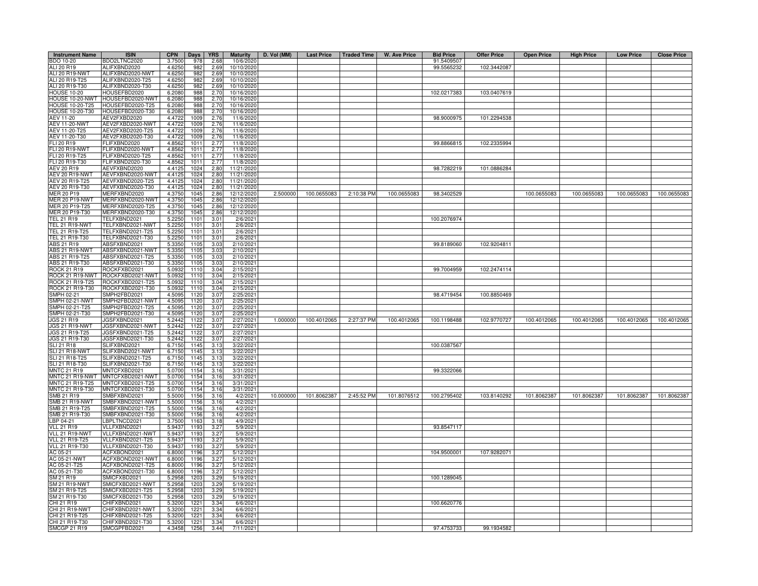| Instrument Name | ISIN | CPN | Days | YRS | Maturity | D. Vol (MM) | Last Price | Traded Time | W. Ave Price | Bid Price | Offer Price | Open Price | High Price | Low Price | Close Price |
|---|---|---|---|---|---|---|---|---|---|---|---|---|---|---|---|
| BDO 10-20 | BDO2LTNC2020 | 3.7500 | 978 | 2.68 | 10/6/2020 | | | | | 91.5409507 | | | | | |
| ALI 20 R19 | ALIFXBND2020 | 4.6250 | 982 | 2.69 | 10/10/2020 | | | | | 99.5565232 | 102.3442087 | | | | |
| ALI 20 R19-NWT | ALIFXBND2020-NWT | 4.6250 | 982 | 2.69 | 10/10/2020 | | | | | | | | | | |
| ALI 20 R19-T25 | ALIFXBND2020-T25 | 4.6250 | 982 | 2.69 | 10/10/2020 | | | | | | | | | | |
| ALI 20 R19-T30 | ALIFXBND2020-T30 | 4.6250 | 982 | 2.69 | 10/10/2020 | | | | | | | | | | |
| HOUSE 10-20 | HOUSEFBD2020 | 6.2080 | 988 | 2.70 | 10/16/2020 | | | | | 102.0217383 | 103.0407619 | | | | |
| HOUSE 10-20-NWT | HOUSEFBD2020-NWT | 6.2080 | 988 | 2.70 | 10/16/2020 | | | | | | | | | | |
| HOUSE 10-20-T25 | HOUSEFBD2020-T25 | 6.2080 | 988 | 2.70 | 10/16/2020 | | | | | | | | | | |
| HOUSE 10-20-T30 | HOUSEFBD2020-T30 | 6.2080 | 988 | 2.70 | 10/16/2020 | | | | | | | | | | |
| AEV 11-20 | AEV2FXBD2020 | 4.4722 | 1009 | 2.76 | 11/6/2020 | | | | | 98.9000975 | 101.2294538 | | | | |
| AEV 11-20-NWT | AEV2FXBD2020-NWT | 4.4722 | 1009 | 2.76 | 11/6/2020 | | | | | | | | | | |
| AEV 11-20-T25 | AEV2FXBD2020-T25 | 4.4722 | 1009 | 2.76 | 11/6/2020 | | | | | | | | | | |
| AEV 11-20-T30 | AEV2FXBD2020-T30 | 4.4722 | 1009 | 2.76 | 11/6/2020 | | | | | | | | | | |
| FLI 20 R19 | FLIFXBND2020 | 4.8562 | 1011 | 2.77 | 11/8/2020 | | | | | 99.8866815 | 102.2335994 | | | | |
| FLI 20 R19-NWT | FLIFXBND2020-NWT | 4.8562 | 1011 | 2.77 | 11/8/2020 | | | | | | | | | | |
| FLI 20 R19-T25 | FLIFXBND2020-T25 | 4.8562 | 1011 | 2.77 | 11/8/2020 | | | | | | | | | | |
| FLI 20 R19-T30 | FLIFXBND2020-T30 | 4.8562 | 1011 | 2.77 | 11/8/2020 | | | | | | | | | | |
| AEV 20 R19 | AEVFXBND2020 | 4.4125 | 1024 | 2.80 | 11/21/2020 | | | | | 98.7282219 | 101.0886284 | | | | |
| AEV 20 R19-NWT | AEVFXBND2020-NWT | 4.4125 | 1024 | 2.80 | 11/21/2020 | | | | | | | | | | |
| AEV 20 R19-T25 | AEVFXBND2020-T25 | 4.4125 | 1024 | 2.80 | 11/21/2020 | | | | | | | | | | |
| AEV 20 R19-T30 | AEVFXBND2020-T30 | 4.4125 | 1024 | 2.80 | 11/21/2020 | | | | | | | | | | |
| MER 20 P19 | MERFXBND2020 | 4.3750 | 1045 | 2.86 | 12/12/2020 | 2.500000 | 100.0655083 | 2:10:38 PM | 100.0655083 | 98.3402529 | | 100.0655083 | 100.0655083 | 100.0655083 | 100.0655083 |
| MER 20 P19-NWT | MERFXBND2020-NWT | 4.3750 | 1045 | 2.86 | 12/12/2020 | | | | | | | | | | |
| MER 20 P19-T25 | MERFXBND2020-T25 | 4.3750 | 1045 | 2.86 | 12/12/2020 | | | | | | | | | | |
| MER 20 P19-T30 | MERFXBND2020-T30 | 4.3750 | 1045 | 2.86 | 12/12/2020 | | | | | | | | | | |
| TEL 21 R19 | TELFXBND2021 | 5.2250 | 1101 | 3.01 | 2/6/2021 | | | | | 100.2076974 | | | | | |
| TEL 21 R19-NWT | TELFXBND2021-NWT | 5.2250 | 1101 | 3.01 | 2/6/2021 | | | | | | | | | | |
| TEL 21 R19-T25 | TELFXBND2021-T25 | 5.2250 | 1101 | 3.01 | 2/6/2021 | | | | | | | | | | |
| TEL 21 R19-T30 | TELFXBND2021-T30 | 5.2250 | 1101 | 3.01 | 2/6/2021 | | | | | | | | | | |
| ABS 21 R19 | ABSFXBND2021 | 5.3350 | 1105 | 3.03 | 2/10/2021 | | | | | 99.8189060 | 102.9204811 | | | | |
| ABS 21 R19-NWT | ABSFXBND2021-NWT | 5.3350 | 1105 | 3.03 | 2/10/2021 | | | | | | | | | | |
| ABS 21 R19-T25 | ABSFXBND2021-T25 | 5.3350 | 1105 | 3.03 | 2/10/2021 | | | | | | | | | | |
| ABS 21 R19-T30 | ABSFXBND2021-T30 | 5.3350 | 1105 | 3.03 | 2/10/2021 | | | | | | | | | | |
| ROCK 21 R19 | ROCKFXBD2021 | 5.0932 | 1110 | 3.04 | 2/15/2021 | | | | | 99.7004959 | 102.2474114 | | | | |
| ROCK 21 R19-NWT | ROCKFXBD2021-NWT | 5.0932 | 1110 | 3.04 | 2/15/2021 | | | | | | | | | | |
| ROCK 21 R19-T25 | ROCKFXBD2021-T25 | 5.0932 | 1110 | 3.04 | 2/15/2021 | | | | | | | | | | |
| ROCK 21 R19-T30 | ROCKFXBD2021-T30 | 5.0932 | 1110 | 3.04 | 2/15/2021 | | | | | | | | | | |
| SMPH 02-21 | SMPH2FBD2021 | 4.5095 | 1120 | 3.07 | 2/25/2021 | | | | | 98.4719454 | 100.8850469 | | | | |
| SMPH 02-21-NWT | SMPH2FBD2021-NWT | 4.5095 | 1120 | 3.07 | 2/25/2021 | | | | | | | | | | |
| SMPH 02-21-T25 | SMPH2FBD2021-T25 | 4.5095 | 1120 | 3.07 | 2/25/2021 | | | | | | | | | | |
| SMPH 02-21-T30 | SMPH2FBD2021-T30 | 4.5095 | 1120 | 3.07 | 2/25/2021 | | | | | | | | | | |
| JGS 21 R19 | JGSFXBND2021 | 5.2442 | 1122 | 3.07 | 2/27/2021 | 1.000000 | 100.4012065 | 2:27:37 PM | 100.4012065 | 100.1198488 | 102.9770727 | 100.4012065 | 100.4012065 | 100.4012065 | 100.4012065 |
| JGS 21 R19-NWT | JGSFXBND2021-NWT | 5.2442 | 1122 | 3.07 | 2/27/2021 | | | | | | | | | | |
| JGS 21 R19-T25 | JGSFXBND2021-T25 | 5.2442 | 1122 | 3.07 | 2/27/2021 | | | | | | | | | | |
| JGS 21 R19-T30 | JGSFXBND2021-T30 | 5.2442 | 1122 | 3.07 | 2/27/2021 | | | | | | | | | | |
| SLI 21 R18 | SLIFXBND2021 | 6.7150 | 1145 | 3.13 | 3/22/2021 | | | | | 100.0387567 | | | | | |
| SLI 21 R18-NWT | SLIFXBND2021-NWT | 6.7150 | 1145 | 3.13 | 3/22/2021 | | | | | | | | | | |
| SLI 21 R18-T25 | SLIFXBND2021-T25 | 6.7150 | 1145 | 3.13 | 3/22/2021 | | | | | | | | | | |
| SLI 21 R18-T30 | SLIFXBND2021-T30 | 6.7150 | 1145 | 3.13 | 3/22/2021 | | | | | | | | | | |
| MNTC 21 R19 | MNTCFXBD2021 | 5.0700 | 1154 | 3.16 | 3/31/2021 | | | | | 99.3322066 | | | | | |
| MNTC 21 R19-NWT | MNTCFXBD2021-NWT | 5.0700 | 1154 | 3.16 | 3/31/2021 | | | | | | | | | | |
| MNTC 21 R19-T25 | MNTCFXBD2021-T25 | 5.0700 | 1154 | 3.16 | 3/31/2021 | | | | | | | | | | |
| MNTC 21 R19-T30 | MNTCFXBD2021-T30 | 5.0700 | 1154 | 3.16 | 3/31/2021 | | | | | | | | | | |
| SMB 21 R19 | SMBFXBND2021 | 5.5000 | 1156 | 3.16 | 4/2/2021 | 10.000000 | 101.8062387 | 2:45:52 PM | 101.8076512 | 100.2795402 | 103.8140292 | 101.8062387 | 101.8062387 | 101.8062387 | 101.8062387 |
| SMB 21 R19-NWT | SMBFXBND2021-NWT | 5.5000 | 1156 | 3.16 | 4/2/2021 | | | | | | | | | | |
| SMB 21 R19-T25 | SMBFXBND2021-T25 | 5.5000 | 1156 | 3.16 | 4/2/2021 | | | | | | | | | | |
| SMB 21 R19-T30 | SMBFXBND2021-T30 | 5.5000 | 1156 | 3.16 | 4/2/2021 | | | | | | | | | | |
| LBP 04-21 | LBPLTNCD2021 | 3.7500 | 1163 | 3.18 | 4/9/2021 | | | | | | | | | | |
| VLL 21 R19 | VLLFXBND2021 | 5.9437 | 1193 | 3.27 | 5/9/2021 | | | | | 93.8547117 | | | | | |
| VLL 21 R19-NWT | VLLFXBND2021-NWT | 5.9437 | 1193 | 3.27 | 5/9/2021 | | | | | | | | | | |
| VLL 21 R19-T25 | VLLFXBND2021-T25 | 5.9437 | 1193 | 3.27 | 5/9/2021 | | | | | | | | | | |
| VLL 21 R19-T30 | VLLFXBND2021-T30 | 5.9437 | 1193 | 3.27 | 5/9/2021 | | | | | | | | | | |
| AC 05-21 | ACFXBOND2021 | 6.8000 | 1196 | 3.27 | 5/12/2021 | | | | | 104.9500001 | 107.9282071 | | | | |
| AC 05-21-NWT | ACFXBOND2021-NWT | 6.8000 | 1196 | 3.27 | 5/12/2021 | | | | | | | | | | |
| AC 05-21-T25 | ACFXBOND2021-T25 | 6.8000 | 1196 | 3.27 | 5/12/2021 | | | | | | | | | | |
| AC 05-21-T30 | ACFXBOND2021-T30 | 6.8000 | 1196 | 3.27 | 5/12/2021 | | | | | | | | | | |
| SM 21 R19 | SMICFXBD2021 | 5.2958 | 1203 | 3.29 | 5/19/2021 | | | | | 100.1289045 | | | | | |
| SM 21 R19-NWT | SMICFXBD2021-NWT | 5.2958 | 1203 | 3.29 | 5/19/2021 | | | | | | | | | | |
| SM 21 R19-T25 | SMICFXBD2021-T25 | 5.2958 | 1203 | 3.29 | 5/19/2021 | | | | | | | | | | |
| SM 21 R19-T30 | SMICFXBD2021-T30 | 5.2958 | 1203 | 3.29 | 5/19/2021 | | | | | | | | | | |
| CHI 21 R19 | CHIFXBND2021 | 5.3200 | 1221 | 3.34 | 6/6/2021 | | | | | 100.6620776 | | | | | |
| CHI 21 R19-NWT | CHIFXBND2021-NWT | 5.3200 | 1221 | 3.34 | 6/6/2021 | | | | | | | | | | |
| CHI 21 R19-T25 | CHIFXBND2021-T25 | 5.3200 | 1221 | 3.34 | 6/6/2021 | | | | | | | | | | |
| CHI 21 R19-T30 | CHIFXBND2021-T30 | 5.3200 | 1221 | 3.34 | 6/6/2021 | | | | | | | | | | |
| SMCGP 21 R19 | SMCGPFBD2021 | 4.3458 | 1256 | 3.44 | 7/11/2021 | | | | | 97.4753733 | 99.1934582 | | | | |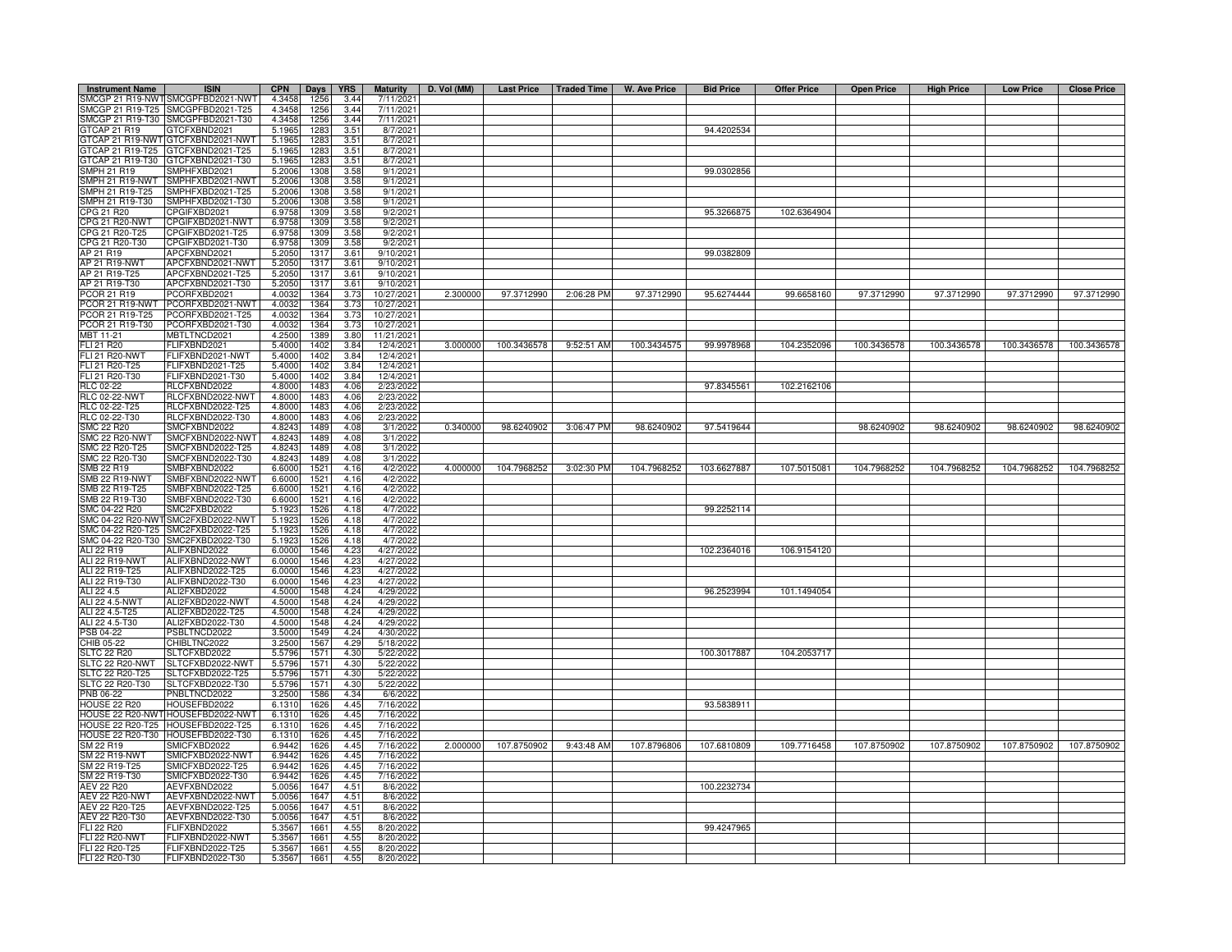| Instrument Name | ISIN | CPN | Days | YRS | Maturity | D. Vol (MM) | Last Price | Traded Time | W. Ave Price | Bid Price | Offer Price | Open Price | High Price | Low Price | Close Price |
|---|---|---|---|---|---|---|---|---|---|---|---|---|---|---|---|
| SMCGP 21 R19-NWT | SMCGPFBD2021-NWT | 4.3458 | 1256 | 3.44 | 7/11/2021 | | | | | | | | | | |
| SMCGP 21 R19-T25 | SMCGPFBD2021-T25 | 4.3458 | 1256 | 3.44 | 7/11/2021 | | | | | | | | | | |
| SMCGP 21 R19-T30 | SMCGPFBD2021-T30 | 4.3458 | 1256 | 3.44 | 7/11/2021 | | | | | | | | | | |
| GTCAP 21 R19 | GTCFXBND2021 | 5.1965 | 1283 | 3.51 | 8/7/2021 | | | | | 94.4202534 | | | | | |
| GTCAP 21 R19-NWT | GTCFXBND2021-NWT | 5.1965 | 1283 | 3.51 | 8/7/2021 | | | | | | | | | | |
| GTCAP 21 R19-T25 | GTCFXBND2021-T25 | 5.1965 | 1283 | 3.51 | 8/7/2021 | | | | | | | | | | |
| GTCAP 21 R19-T30 | GTCFXBND2021-T30 | 5.1965 | 1283 | 3.51 | 8/7/2021 | | | | | | | | | | |
| SMPH 21 R19 | SMPHFXBD2021 | 5.2006 | 1308 | 3.58 | 9/1/2021 | | | | | 99.0302856 | | | | | |
| SMPH 21 R19-NWT | SMPHFXBD2021-NWT | 5.2006 | 1308 | 3.58 | 9/1/2021 | | | | | | | | | | |
| SMPH 21 R19-T25 | SMPHFXBD2021-T25 | 5.2006 | 1308 | 3.58 | 9/1/2021 | | | | | | | | | | |
| SMPH 21 R19-T30 | SMPHFXBD2021-T30 | 5.2006 | 1308 | 3.58 | 9/1/2021 | | | | | | | | | | |
| CPG 21 R20 | CPGIFXBD2021 | 6.9758 | 1309 | 3.58 | 9/2/2021 | | | | | 95.3266875 | 102.6364904 | | | | |
| CPG 21 R20-NWT | CPGIFXBD2021-NWT | 6.9758 | 1309 | 3.58 | 9/2/2021 | | | | | | | | | | |
| CPG 21 R20-T25 | CPGIFXBD2021-T25 | 6.9758 | 1309 | 3.58 | 9/2/2021 | | | | | | | | | | |
| CPG 21 R20-T30 | CPGIFXBD2021-T30 | 6.9758 | 1309 | 3.58 | 9/2/2021 | | | | | | | | | | |
| AP 21 R19 | APCFXBND2021 | 5.2050 | 1317 | 3.61 | 9/10/2021 | | | | | 99.0382809 | | | | | |
| AP 21 R19-NWT | APCFXBND2021-NWT | 5.2050 | 1317 | 3.61 | 9/10/2021 | | | | | | | | | | |
| AP 21 R19-T25 | APCFXBND2021-T25 | 5.2050 | 1317 | 3.61 | 9/10/2021 | | | | | | | | | | |
| AP 21 R19-T30 | APCFXBND2021-T30 | 5.2050 | 1317 | 3.61 | 9/10/2021 | | | | | | | | | | |
| PCOR 21 R19 | PCORFXBD2021 | 4.0032 | 1364 | 3.73 | 10/27/2021 | 2.300000 | 97.3712990 | 2:06:28 PM | 97.3712990 | 95.6274444 | 99.6658160 | 97.3712990 | 97.3712990 | 97.3712990 | 97.3712990 |
| PCOR 21 R19-NWT | PCORFXBD2021-NWT | 4.0032 | 1364 | 3.73 | 10/27/2021 | | | | | | | | | | |
| PCOR 21 R19-T25 | PCORFXBD2021-T25 | 4.0032 | 1364 | 3.73 | 10/27/2021 | | | | | | | | | | |
| PCOR 21 R19-T30 | PCORFXBD2021-T30 | 4.0032 | 1364 | 3.73 | 10/27/2021 | | | | | | | | | | |
| MBT 11-21 | MBTLTNCD2021 | 4.2500 | 1389 | 3.80 | 11/21/2021 | | | | | | | | | | |
| FLI 21 R20 | FLIFXBND2021 | 5.4000 | 1402 | 3.84 | 12/4/2021 | 3.000000 | 100.3436578 | 9:52:51 AM | 100.3434575 | 99.9978968 | 104.2352096 | 100.3436578 | 100.3436578 | 100.3436578 | 100.3436578 |
| FLI 21 R20-NWT | FLIFXBND2021-NWT | 5.4000 | 1402 | 3.84 | 12/4/2021 | | | | | | | | | | |
| FLI 21 R20-T25 | FLIFXBND2021-T25 | 5.4000 | 1402 | 3.84 | 12/4/2021 | | | | | | | | | | |
| FLI 21 R20-T30 | FLIFXBND2021-T30 | 5.4000 | 1402 | 3.84 | 12/4/2021 | | | | | | | | | | |
| RLC 02-22 | RLCFXBND2022 | 4.8000 | 1483 | 4.06 | 2/23/2022 | | | | | 97.8345561 | 102.2162106 | | | | |
| RLC 02-22-NWT | RLCFXBND2022-NWT | 4.8000 | 1483 | 4.06 | 2/23/2022 | | | | | | | | | | |
| RLC 02-22-T25 | RLCFXBND2022-T25 | 4.8000 | 1483 | 4.06 | 2/23/2022 | | | | | | | | | | |
| RLC 02-22-T30 | RLCFXBND2022-T30 | 4.8000 | 1483 | 4.06 | 2/23/2022 | | | | | | | | | | |
| SMC 22 R20 | SMCFXBND2022 | 4.8243 | 1489 | 4.08 | 3/1/2022 | 0.340000 | 98.6240902 | 3:06:47 PM | 98.6240902 | 97.5419644 | | 98.6240902 | 98.6240902 | 98.6240902 | 98.6240902 |
| SMC 22 R20-NWT | SMCFXBND2022-NWT | 4.8243 | 1489 | 4.08 | 3/1/2022 | | | | | | | | | | |
| SMC 22 R20-T25 | SMCFXBND2022-T25 | 4.8243 | 1489 | 4.08 | 3/1/2022 | | | | | | | | | | |
| SMC 22 R20-T30 | SMCFXBND2022-T30 | 4.8243 | 1489 | 4.08 | 3/1/2022 | | | | | | | | | | |
| SMB 22 R19 | SMBFXBND2022 | 6.6000 | 1521 | 4.16 | 4/2/2022 | 4.000000 | 104.7968252 | 3:02:30 PM | 104.7968252 | 103.6627887 | 107.5015081 | 104.7968252 | 104.7968252 | 104.7968252 | 104.7968252 |
| SMB 22 R19-NWT | SMBFXBND2022-NWT | 6.6000 | 1521 | 4.16 | 4/2/2022 | | | | | | | | | | |
| SMB 22 R19-T25 | SMBFXBND2022-T25 | 6.6000 | 1521 | 4.16 | 4/2/2022 | | | | | | | | | | |
| SMB 22 R19-T30 | SMBFXBND2022-T30 | 6.6000 | 1521 | 4.16 | 4/2/2022 | | | | | | | | | | |
| SMC 04-22 R20 | SMC2FXBD2022 | 5.1923 | 1526 | 4.18 | 4/7/2022 | | | | | 99.2252114 | | | | | |
| SMC 04-22 R20-NWT | SMC2FXBD2022-NWT | 5.1923 | 1526 | 4.18 | 4/7/2022 | | | | | | | | | | |
| SMC 04-22 R20-T25 | SMC2FXBD2022-T25 | 5.1923 | 1526 | 4.18 | 4/7/2022 | | | | | | | | | | |
| SMC 04-22 R20-T30 | SMC2FXBD2022-T30 | 5.1923 | 1526 | 4.18 | 4/7/2022 | | | | | | | | | | |
| ALI 22 R19 | ALIFXBND2022 | 6.0000 | 1546 | 4.23 | 4/27/2022 | | | | | 102.2364016 | 106.9154120 | | | | |
| ALI 22 R19-NWT | ALIFXBND2022-NWT | 6.0000 | 1546 | 4.23 | 4/27/2022 | | | | | | | | | | |
| ALI 22 R19-T25 | ALIFXBND2022-T25 | 6.0000 | 1546 | 4.23 | 4/27/2022 | | | | | | | | | | |
| ALI 22 R19-T30 | ALIFXBND2022-T30 | 6.0000 | 1546 | 4.23 | 4/27/2022 | | | | | | | | | | |
| ALI 22 4.5 | ALI2FXBD2022 | 4.5000 | 1548 | 4.24 | 4/29/2022 | | | | | 96.2523994 | 101.1494054 | | | | |
| ALI 22 4.5-NWT | ALI2FXBD2022-NWT | 4.5000 | 1548 | 4.24 | 4/29/2022 | | | | | | | | | | |
| ALI 22 4.5-T25 | ALI2FXBD2022-T25 | 4.5000 | 1548 | 4.24 | 4/29/2022 | | | | | | | | | | |
| ALI 22 4.5-T30 | ALI2FXBD2022-T30 | 4.5000 | 1548 | 4.24 | 4/29/2022 | | | | | | | | | | |
| PSB 04-22 | PSBLTNCD2022 | 3.5000 | 1549 | 4.24 | 4/30/2022 | | | | | | | | | | |
| CHIB 05-22 | CHIBLTNC2022 | 3.2500 | 1567 | 4.29 | 5/18/2022 | | | | | | | | | | |
| SLTC 22 R20 | SLTCFXBD2022 | 5.5796 | 1571 | 4.30 | 5/22/2022 | | | | | 100.3017887 | 104.2053717 | | | | |
| SLTC 22 R20-NWT | SLTCFXBD2022-NWT | 5.5796 | 1571 | 4.30 | 5/22/2022 | | | | | | | | | | |
| SLTC 22 R20-T25 | SLTCFXBD2022-T25 | 5.5796 | 1571 | 4.30 | 5/22/2022 | | | | | | | | | | |
| SLTC 22 R20-T30 | SLTCFXBD2022-T30 | 5.5796 | 1571 | 4.30 | 5/22/2022 | | | | | | | | | | |
| PNB 06-22 | PNBLTNCD2022 | 3.2500 | 1586 | 4.34 | 6/6/2022 | | | | | | | | | | |
| HOUSE 22 R20 | HOUSEFBD2022 | 6.1310 | 1626 | 4.45 | 7/16/2022 | | | | | 93.5838911 | | | | | |
| HOUSE 22 R20-NWT | HOUSEFBD2022-NWT | 6.1310 | 1626 | 4.45 | 7/16/2022 | | | | | | | | | | |
| HOUSE 22 R20-T25 | HOUSEFBD2022-T25 | 6.1310 | 1626 | 4.45 | 7/16/2022 | | | | | | | | | | |
| HOUSE 22 R20-T30 | HOUSEFBD2022-T30 | 6.1310 | 1626 | 4.45 | 7/16/2022 | | | | | | | | | | |
| SM 22 R19 | SMICFXBD2022 | 6.9442 | 1626 | 4.45 | 7/16/2022 | 2.000000 | 107.8750902 | 9:43:48 AM | 107.8796806 | 107.6810809 | 109.7716458 | 107.8750902 | 107.8750902 | 107.8750902 | 107.8750902 |
| SM 22 R19-NWT | SMICFXBD2022-NWT | 6.9442 | 1626 | 4.45 | 7/16/2022 | | | | | | | | | | |
| SM 22 R19-T25 | SMICFXBD2022-T25 | 6.9442 | 1626 | 4.45 | 7/16/2022 | | | | | | | | | | |
| SM 22 R19-T30 | SMICFXBD2022-T30 | 6.9442 | 1626 | 4.45 | 7/16/2022 | | | | | | | | | | |
| AEV 22 R20 | AEVFXBND2022 | 5.0056 | 1647 | 4.51 | 8/6/2022 | | | | | 100.2232734 | | | | | |
| AEV 22 R20-NWT | AEVFXBND2022-NWT | 5.0056 | 1647 | 4.51 | 8/6/2022 | | | | | | | | | | |
| AEV 22 R20-T25 | AEVFXBND2022-T25 | 5.0056 | 1647 | 4.51 | 8/6/2022 | | | | | | | | | | |
| AEV 22 R20-T30 | AEVFXBND2022-T30 | 5.0056 | 1647 | 4.51 | 8/6/2022 | | | | | | | | | | |
| FLI 22 R20 | FLIFXBND2022 | 5.3567 | 1661 | 4.55 | 8/20/2022 | | | | | 99.4247965 | | | | | |
| FLI 22 R20-NWT | FLIFXBND2022-NWT | 5.3567 | 1661 | 4.55 | 8/20/2022 | | | | | | | | | | |
| FLI 22 R20-T25 | FLIFXBND2022-T25 | 5.3567 | 1661 | 4.55 | 8/20/2022 | | | | | | | | | | |
| FLI 22 R20-T30 | FLIFXBND2022-T30 | 5.3567 | 1661 | 4.55 | 8/20/2022 | | | | | | | | | | |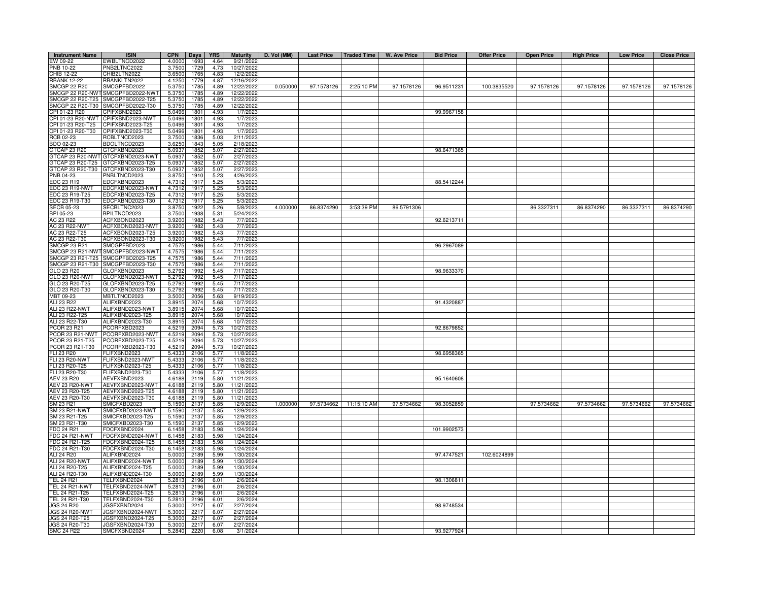| Instrument Name | ISIN | CPN | Days | YRS | Maturity | D. Vol (MM) | Last Price | Traded Time | W. Ave Price | Bid Price | Offer Price | Open Price | High Price | Low Price | Close Price |
|---|---|---|---|---|---|---|---|---|---|---|---|---|---|---|---|
| EW 09-22 | EWBLTNCD2022 | 4.0000 | 1693 | 4.64 | 9/21/2022 | | | | | | | | | | |
| PNB 10-22 | PNB2LTNC2022 | 3.7500 | 1729 | 4.73 | 10/27/2022 | | | | | | | | | | |
| CHIB 12-22 | CHIB2LTN2022 | 3.6500 | 1765 | 4.83 | 12/2/2022 | | | | | | | | | | |
| RBANK 12-22 | RBANKLTN2022 | 4.1250 | 1779 | 4.87 | 12/16/2022 | | | | | | | | | | |
| SMCGP 22 R20 | SMCGPFBD2022 | 5.3750 | 1785 | 4.89 | 12/22/2022 | 0.050000 | 97.1578126 | 2:25:10 PM | 97.1578126 | 96.9511231 | 100.3835520 | 97.1578126 | 97.1578126 | 97.1578126 | 97.1578126 |
| SMCGP 22 R20-NWT | SMCGPFBD2022-NWT | 5.3750 | 1785 | 4.89 | 12/22/2022 | | | | | | | | | | |
| SMCGP 22 R20-T25 | SMCGPFBD2022-T25 | 5.3750 | 1785 | 4.89 | 12/22/2022 | | | | | | | | | | |
| SMCGP 22 R20-T30 | SMCGPFBD2022-T30 | 5.3750 | 1785 | 4.89 | 12/22/2022 | | | | | | | | | | |
| CPI 01-23 R20 | CPIFXBND2023 | 5.0496 | 1801 | 4.93 | 1/7/2023 | | | | | 99.9967158 | | | | | |
| CPI 01-23 R20-NWT | CPIFXBND2023-NWT | 5.0496 | 1801 | 4.93 | 1/7/2023 | | | | | | | | | | |
| CPI 01-23 R20-T25 | CPIFXBND2023-T25 | 5.0496 | 1801 | 4.93 | 1/7/2023 | | | | | | | | | | |
| CPI 01-23 R20-T30 | CPIFXBND2023-T30 | 5.0496 | 1801 | 4.93 | 1/7/2023 | | | | | | | | | | |
| RCB 02-23 | RCBLTNCD2023 | 3.7500 | 1836 | 5.03 | 2/11/2023 | | | | | | | | | | |
| BDO 02-23 | BDOLTNCD2023 | 3.6250 | 1843 | 5.05 | 2/18/2023 | | | | | | | | | | |
| GTCAP 23 R20 | GTCFXBND2023 | 5.0937 | 1852 | 5.07 | 2/27/2023 | | | | | 98.6471365 | | | | | |
| GTCAP 23 R20-NWT | GTCFXBND2023-NWT | 5.0937 | 1852 | 5.07 | 2/27/2023 | | | | | | | | | | |
| GTCAP 23 R20-T25 | GTCFXBND2023-T25 | 5.0937 | 1852 | 5.07 | 2/27/2023 | | | | | | | | | | |
| GTCAP 23 R20-T30 | GTCFXBND2023-T30 | 5.0937 | 1852 | 5.07 | 2/27/2023 | | | | | | | | | | |
| PNB 04-23 | PNBLTNCD2023 | 3.8750 | 1910 | 5.23 | 4/26/2023 | | | | | | | | | | |
| EDC 23 R19 | EDCFXBND2023 | 4.7312 | 1917 | 5.25 | 5/3/2023 | | | | | 88.5412244 | | | | | |
| EDC 23 R19-NWT | EDCFXBND2023-NWT | 4.7312 | 1917 | 5.25 | 5/3/2023 | | | | | | | | | | |
| EDC 23 R19-T25 | EDCFXBND2023-T25 | 4.7312 | 1917 | 5.25 | 5/3/2023 | | | | | | | | | | |
| EDC 23 R19-T30 | EDCFXBND2023-T30 | 4.7312 | 1917 | 5.25 | 5/3/2023 | | | | | | | | | | |
| SECB 05-23 | SECBLTNC2023 | 3.8750 | 1922 | 5.26 | 5/8/2023 | 4.000000 | 86.8374290 | 3:53:39 PM | 86.5791306 | | | 86.3327311 | 86.8374290 | 86.3327311 | 86.8374290 |
| BPI 05-23 | BPILTNCD2023 | 3.7500 | 1938 | 5.31 | 5/24/2023 | | | | | | | | | | |
| AC 23 R22 | ACFXBOND2023 | 3.9200 | 1982 | 5.43 | 7/7/2023 | | | | | 92.6213711 | | | | | |
| AC 23 R22-NWT | ACFXBOND2023-NWT | 3.9200 | 1982 | 5.43 | 7/7/2023 | | | | | | | | | | |
| AC 23 R22-T25 | ACFXBOND2023-T25 | 3.9200 | 1982 | 5.43 | 7/7/2023 | | | | | | | | | | |
| AC 23 R22-T30 | ACFXBOND2023-T30 | 3.9200 | 1982 | 5.43 | 7/7/2023 | | | | | | | | | | |
| SMCGP 23 R21 | SMCGPFBD2023 | 4.7575 | 1986 | 5.44 | 7/11/2023 | | | | | 96.2967089 | | | | | |
| SMCGP 23 R21-NWT | SMCGPFBD2023-NWT | 4.7575 | 1986 | 5.44 | 7/11/2023 | | | | | | | | | | |
| SMCGP 23 R21-T25 | SMCGPFBD2023-T25 | 4.7575 | 1986 | 5.44 | 7/11/2023 | | | | | | | | | | |
| SMCGP 23 R21-T30 | SMCGPFBD2023-T30 | 4.7575 | 1986 | 5.44 | 7/11/2023 | | | | | | | | | | |
| GLO 23 R20 | GLOFXBND2023 | 5.2792 | 1992 | 5.45 | 7/17/2023 | | | | | 98.9633370 | | | | | |
| GLO 23 R20-NWT | GLOFXBND2023-NWT | 5.2792 | 1992 | 5.45 | 7/17/2023 | | | | | | | | | | |
| GLO 23 R20-T25 | GLOFXBND2023-T25 | 5.2792 | 1992 | 5.45 | 7/17/2023 | | | | | | | | | | |
| GLO 23 R20-T30 | GLOFXBND2023-T30 | 5.2792 | 1992 | 5.45 | 7/17/2023 | | | | | | | | | | |
| MBT 09-23 | MBTLTNCD2023 | 3.5000 | 2056 | 5.63 | 9/19/2023 | | | | | | | | | | |
| ALI 23 R22 | ALIFXBND2023 | 3.8915 | 2074 | 5.68 | 10/7/2023 | | | | | 91.4320887 | | | | | |
| ALI 23 R22-NWT | ALIFXBND2023-NWT | 3.8915 | 2074 | 5.68 | 10/7/2023 | | | | | | | | | | |
| ALI 23 R22-T25 | ALIFXBND2023-T25 | 3.8915 | 2074 | 5.68 | 10/7/2023 | | | | | | | | | | |
| ALI 23 R22-T30 | ALIFXBND2023-T30 | 3.8915 | 2074 | 5.68 | 10/7/2023 | | | | | | | | | | |
| PCOR 23 R21 | PCORFXBD2023 | 4.5219 | 2094 | 5.73 | 10/27/2023 | | | | | 92.8679852 | | | | | |
| PCOR 23 R21-NWT | PCORFXBD2023-NWT | 4.5219 | 2094 | 5.73 | 10/27/2023 | | | | | | | | | | |
| PCOR 23 R21-T25 | PCORFXBD2023-T25 | 4.5219 | 2094 | 5.73 | 10/27/2023 | | | | | | | | | | |
| PCOR 23 R21-T30 | PCORFXBD2023-T30 | 4.5219 | 2094 | 5.73 | 10/27/2023 | | | | | | | | | | |
| FLI 23 R20 | FLIFXBND2023 | 5.4333 | 2106 | 5.77 | 11/8/2023 | | | | | 98.6958365 | | | | | |
| FLI 23 R20-NWT | FLIFXBND2023-NWT | 5.4333 | 2106 | 5.77 | 11/8/2023 | | | | | | | | | | |
| FLI 23 R20-T25 | FLIFXBND2023-T25 | 5.4333 | 2106 | 5.77 | 11/8/2023 | | | | | | | | | | |
| FLI 23 R20-T30 | FLIFXBND2023-T30 | 5.4333 | 2106 | 5.77 | 11/8/2023 | | | | | | | | | | |
| AEV 23 R20 | AEVFXBND2023 | 4.6188 | 2119 | 5.80 | 11/21/2023 | | | | | 95.1640608 | | | | | |
| AEV 23 R20-NWT | AEVFXBND2023-NWT | 4.6188 | 2119 | 5.80 | 11/21/2023 | | | | | | | | | | |
| AEV 23 R20-T25 | AEVFXBND2023-T25 | 4.6188 | 2119 | 5.80 | 11/21/2023 | | | | | | | | | | |
| AEV 23 R20-T30 | AEVFXBND2023-T30 | 4.6188 | 2119 | 5.80 | 11/21/2023 | | | | | | | | | | |
| SM 23 R21 | SMICFXBD2023 | 5.1590 | 2137 | 5.85 | 12/9/2023 | 1.000000 | 97.5734662 | 11:15:10 AM | 97.5734662 | 98.3052859 | | 97.5734662 | 97.5734662 | 97.5734662 | 97.5734662 |
| SM 23 R21-NWT | SMICFXBD2023-NWT | 5.1590 | 2137 | 5.85 | 12/9/2023 | | | | | | | | | | |
| SM 23 R21-T25 | SMICFXBD2023-T25 | 5.1590 | 2137 | 5.85 | 12/9/2023 | | | | | | | | | | |
| SM 23 R21-T30 | SMICFXBD2023-T30 | 5.1590 | 2137 | 5.85 | 12/9/2023 | | | | | | | | | | |
| FDC 24 R21 | FDCFXBND2024 | 6.1458 | 2183 | 5.98 | 1/24/2024 | | | | | 101.9902573 | | | | | |
| FDC 24 R21-NWT | FDCFXBND2024-NWT | 6.1458 | 2183 | 5.98 | 1/24/2024 | | | | | | | | | | |
| FDC 24 R21-T25 | FDCFXBND2024-T25 | 6.1458 | 2183 | 5.98 | 1/24/2024 | | | | | | | | | | |
| FDC 24 R21-T30 | FDCFXBND2024-T30 | 6.1458 | 2183 | 5.98 | 1/24/2024 | | | | | | | | | | |
| ALI 24 R20 | ALIFXBND2024 | 5.0000 | 2189 | 5.99 | 1/30/2024 | | | | | 97.4747521 | 102.6024899 | | | | |
| ALI 24 R20-NWT | ALIFXBND2024-NWT | 5.0000 | 2189 | 5.99 | 1/30/2024 | | | | | | | | | | |
| ALI 24 R20-T25 | ALIFXBND2024-T25 | 5.0000 | 2189 | 5.99 | 1/30/2024 | | | | | | | | | | |
| ALI 24 R20-T30 | ALIFXBND2024-T30 | 5.0000 | 2189 | 5.99 | 1/30/2024 | | | | | | | | | | |
| TEL 24 R21 | TELFXBND2024 | 5.2813 | 2196 | 6.01 | 2/6/2024 | | | | | 98.1306811 | | | | | |
| TEL 24 R21-NWT | TELFXBND2024-NWT | 5.2813 | 2196 | 6.01 | 2/6/2024 | | | | | | | | | | |
| TEL 24 R21-T25 | TELFXBND2024-T25 | 5.2813 | 2196 | 6.01 | 2/6/2024 | | | | | | | | | | |
| TEL 24 R21-T30 | TELFXBND2024-T30 | 5.2813 | 2196 | 6.01 | 2/6/2024 | | | | | | | | | | |
| JGS 24 R20 | JGSFXBND2024 | 5.3000 | 2217 | 6.07 | 2/27/2024 | | | | | 98.9748534 | | | | | |
| JGS 24 R20-NWT | JGSFXBND2024-NWT | 5.3000 | 2217 | 6.07 | 2/27/2024 | | | | | | | | | | |
| JGS 24 R20-T25 | JGSFXBND2024-T25 | 5.3000 | 2217 | 6.07 | 2/27/2024 | | | | | | | | | | |
| JGS 24 R20-T30 | JGSFXBND2024-T30 | 5.3000 | 2217 | 6.07 | 2/27/2024 | | | | | | | | | | |
| SMC 24 R22 | SMCFXBND2024 | 5.2840 | 2220 | 6.08 | 3/1/2024 | | | | | 93.9277924 | | | | | |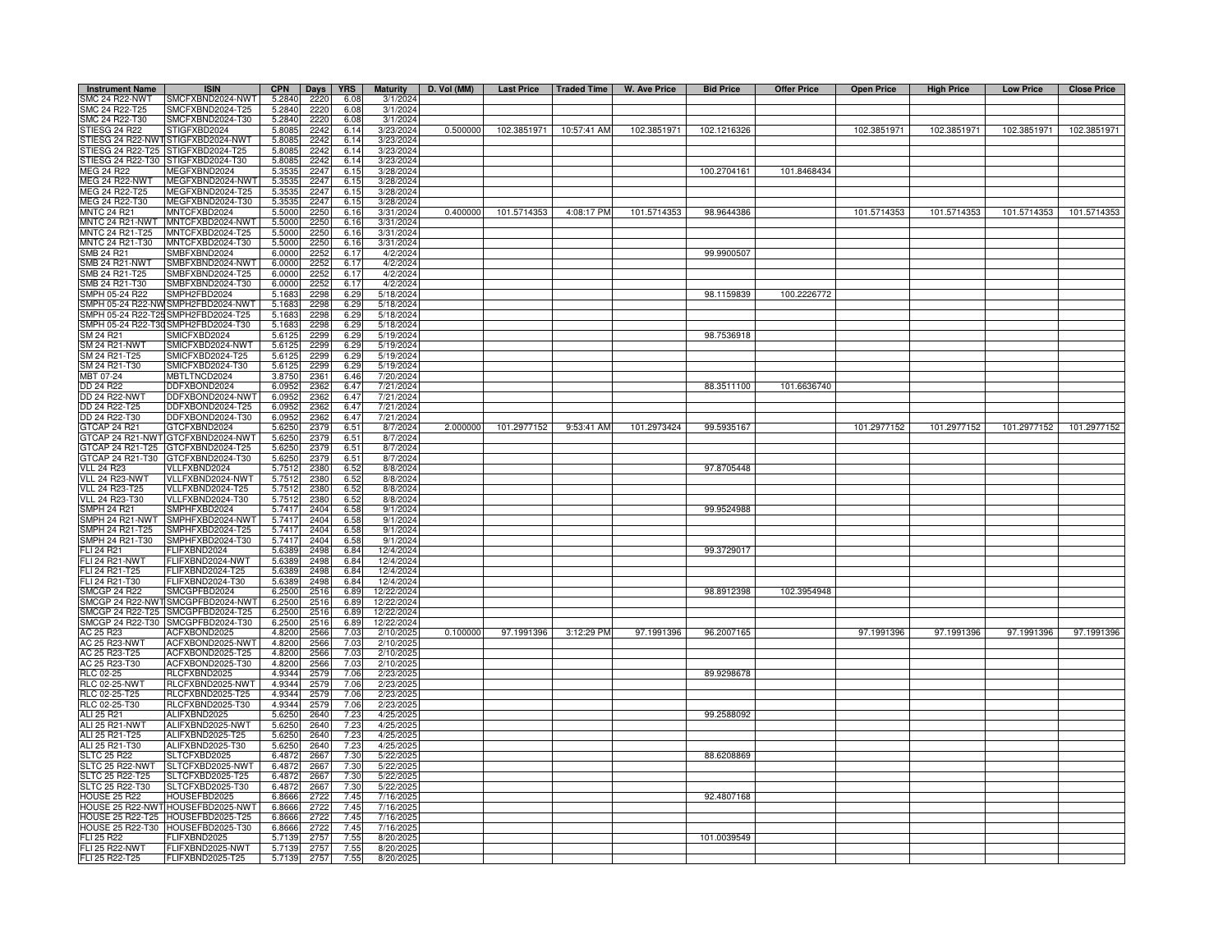| Instrument Name | ISIN | CPN | Days | YRS | Maturity | D. Vol (MM) | Last Price | Traded Time | W. Ave Price | Bid Price | Offer Price | Open Price | High Price | Low Price | Close Price |
|---|---|---|---|---|---|---|---|---|---|---|---|---|---|---|---|
| SMC 24 R22-NWT | SMCFXBND2024-NWT | 5.2840 | 2220 | 6.08 | 3/1/2024 | | | | | | | | | | |
| SMC 24 R22-T25 | SMCFXBND2024-T25 | 5.2840 | 2220 | 6.08 | 3/1/2024 | | | | | | | | | | |
| SMC 24 R22-T30 | SMCFXBND2024-T30 | 5.2840 | 2220 | 6.08 | 3/1/2024 | | | | | | | | | | |
| STIESG 24 R22 | STIGFXBD2024 | 5.8085 | 2242 | 6.14 | 3/23/2024 | 0.500000 | 102.3851971 | 10:57:41 AM | 102.3851971 | 102.1216326 | | 102.3851971 | 102.3851971 | 102.3851971 | 102.3851971 |
| STIESG 24 R22-NWT | STIGFXBD2024-NWT | 5.8085 | 2242 | 6.14 | 3/23/2024 | | | | | | | | | | |
| STIESG 24 R22-T25 | STIGFXBD2024-T25 | 5.8085 | 2242 | 6.14 | 3/23/2024 | | | | | | | | | | |
| STIESG 24 R22-T30 | STIGFXBD2024-T30 | 5.8085 | 2242 | 6.14 | 3/23/2024 | | | | | | | | | | |
| MEG 24 R22 | MEGFXBND2024 | 5.3535 | 2247 | 6.15 | 3/28/2024 | | | | | 100.2704161 | 101.8468434 | | | | |
| MEG 24 R22-NWT | MEGFXBND2024-NWT | 5.3535 | 2247 | 6.15 | 3/28/2024 | | | | | | | | | | |
| MEG 24 R22-T25 | MEGFXBND2024-T25 | 5.3535 | 2247 | 6.15 | 3/28/2024 | | | | | | | | | | |
| MEG 24 R22-T30 | MEGFXBND2024-T30 | 5.3535 | 2247 | 6.15 | 3/28/2024 | | | | | | | | | | |
| MNTC 24 R21 | MNTCFXBD2024 | 5.5000 | 2250 | 6.16 | 3/31/2024 | 0.400000 | 101.5714353 | 4:08:17 PM | 101.5714353 | 98.9644386 | | 101.5714353 | 101.5714353 | 101.5714353 | 101.5714353 |
| MNTC 24 R21-NWT | MNTCFXBD2024-NWT | 5.5000 | 2250 | 6.16 | 3/31/2024 | | | | | | | | | | |
| MNTC 24 R21-T25 | MNTCFXBD2024-T25 | 5.5000 | 2250 | 6.16 | 3/31/2024 | | | | | | | | | | |
| MNTC 24 R21-T30 | MNTCFXBD2024-T30 | 5.5000 | 2250 | 6.16 | 3/31/2024 | | | | | | | | | | |
| SMB 24 R21 | SMBFXBND2024 | 6.0000 | 2252 | 6.17 | 4/2/2024 | | | | | 99.9900507 | | | | | |
| SMB 24 R21-NWT | SMBFXBND2024-NWT | 6.0000 | 2252 | 6.17 | 4/2/2024 | | | | | | | | | | |
| SMB 24 R21-T25 | SMBFXBND2024-T25 | 6.0000 | 2252 | 6.17 | 4/2/2024 | | | | | | | | | | |
| SMB 24 R21-T30 | SMBFXBND2024-T30 | 6.0000 | 2252 | 6.17 | 4/2/2024 | | | | | | | | | | |
| SMPH 05-24 R22 | SMPH2FBD2024 | 5.1683 | 2298 | 6.29 | 5/18/2024 | | | | | 98.1159839 | 100.2226772 | | | | |
| SMPH 05-24 R22-NWT | SMPH2FBD2024-NWT | 5.1683 | 2298 | 6.29 | 5/18/2024 | | | | | | | | | | |
| SMPH 05-24 R22-T25 | SMPH2FBD2024-T25 | 5.1683 | 2298 | 6.29 | 5/18/2024 | | | | | | | | | | |
| SMPH 05-24 R22-T30 | SMPH2FBD2024-T30 | 5.1683 | 2298 | 6.29 | 5/18/2024 | | | | | | | | | | |
| SM 24 R21 | SMICFXBD2024 | 5.6125 | 2299 | 6.29 | 5/19/2024 | | | | | 98.7536918 | | | | | |
| SM 24 R21-NWT | SMICFXBD2024-NWT | 5.6125 | 2299 | 6.29 | 5/19/2024 | | | | | | | | | | |
| SM 24 R21-T25 | SMICFXBD2024-T25 | 5.6125 | 2299 | 6.29 | 5/19/2024 | | | | | | | | | | |
| SM 24 R21-T30 | SMICFXBD2024-T30 | 5.6125 | 2299 | 6.29 | 5/19/2024 | | | | | | | | | | |
| MBT 07-24 | MBTLTNCD2024 | 3.8750 | 2361 | 6.46 | 7/20/2024 | | | | | | | | | | |
| DD 24 R22 | DDFXBOND2024 | 6.0952 | 2362 | 6.47 | 7/21/2024 | | | | | 88.3511100 | 101.6636740 | | | | |
| DD 24 R22-NWT | DDFXBOND2024-NWT | 6.0952 | 2362 | 6.47 | 7/21/2024 | | | | | | | | | | |
| DD 24 R22-T25 | DDFXBOND2024-T25 | 6.0952 | 2362 | 6.47 | 7/21/2024 | | | | | | | | | | |
| DD 24 R22-T30 | DDFXBOND2024-T30 | 6.0952 | 2362 | 6.47 | 7/21/2024 | | | | | | | | | | |
| GTCAP 24 R21 | GTCFXBND2024 | 5.6250 | 2379 | 6.51 | 8/7/2024 | 2.000000 | 101.2977152 | 9:53:41 AM | 101.2973424 | 99.5935167 | | 101.2977152 | 101.2977152 | 101.2977152 | 101.2977152 |
| GTCAP 24 R21-NWT | GTCFXBND2024-NWT | 5.6250 | 2379 | 6.51 | 8/7/2024 | | | | | | | | | | |
| GTCAP 24 R21-T25 | GTCFXBND2024-T25 | 5.6250 | 2379 | 6.51 | 8/7/2024 | | | | | | | | | | |
| GTCAP 24 R21-T30 | GTCFXBND2024-T30 | 5.6250 | 2379 | 6.51 | 8/7/2024 | | | | | | | | | | |
| VLL 24 R23 | VLLFXBND2024 | 5.7512 | 2380 | 6.52 | 8/8/2024 | | | | | 97.8705448 | | | | | |
| VLL 24 R23-NWT | VLLFXBND2024-NWT | 5.7512 | 2380 | 6.52 | 8/8/2024 | | | | | | | | | | |
| VLL 24 R23-T25 | VLLFXBND2024-T25 | 5.7512 | 2380 | 6.52 | 8/8/2024 | | | | | | | | | | |
| VLL 24 R23-T30 | VLLFXBND2024-T30 | 5.7512 | 2380 | 6.52 | 8/8/2024 | | | | | | | | | | |
| SMPH 24 R21 | SMPHFXBD2024 | 5.7417 | 2404 | 6.58 | 9/1/2024 | | | | | 99.9524988 | | | | | |
| SMPH 24 R21-NWT | SMPHFXBD2024-NWT | 5.7417 | 2404 | 6.58 | 9/1/2024 | | | | | | | | | | |
| SMPH 24 R21-T25 | SMPHFXBD2024-T25 | 5.7417 | 2404 | 6.58 | 9/1/2024 | | | | | | | | | | |
| SMPH 24 R21-T30 | SMPHFXBD2024-T30 | 5.7417 | 2404 | 6.58 | 9/1/2024 | | | | | | | | | | |
| FLI 24 R21 | FLIFXBND2024 | 5.6389 | 2498 | 6.84 | 12/4/2024 | | | | | 99.3729017 | | | | | |
| FLI 24 R21-NWT | FLIFXBND2024-NWT | 5.6389 | 2498 | 6.84 | 12/4/2024 | | | | | | | | | | |
| FLI 24 R21-T25 | FLIFXBND2024-T25 | 5.6389 | 2498 | 6.84 | 12/4/2024 | | | | | | | | | | |
| FLI 24 R21-T30 | FLIFXBND2024-T30 | 5.6389 | 2498 | 6.84 | 12/4/2024 | | | | | | | | | | |
| SMCGP 24 R22 | SMCGPFBD2024 | 6.2500 | 2516 | 6.89 | 12/22/2024 | | | | | 98.8912398 | 102.3954948 | | | | |
| SMCGP 24 R22-NWT | SMCGPFBD2024-NWT | 6.2500 | 2516 | 6.89 | 12/22/2024 | | | | | | | | | | |
| SMCGP 24 R22-T25 | SMCGPFBD2024-T25 | 6.2500 | 2516 | 6.89 | 12/22/2024 | | | | | | | | | | |
| SMCGP 24 R22-T30 | SMCGPFBD2024-T30 | 6.2500 | 2516 | 6.89 | 12/22/2024 | | | | | | | | | | |
| AC 25 R23 | ACFXBOND2025 | 4.8200 | 2566 | 7.03 | 2/10/2025 | 0.100000 | 97.1991396 | 3:12:29 PM | 97.1991396 | 96.2007165 | | 97.1991396 | 97.1991396 | 97.1991396 | 97.1991396 |
| AC 25 R23-NWT | ACFXBOND2025-NWT | 4.8200 | 2566 | 7.03 | 2/10/2025 | | | | | | | | | | |
| AC 25 R23-T25 | ACFXBOND2025-T25 | 4.8200 | 2566 | 7.03 | 2/10/2025 | | | | | | | | | | |
| AC 25 R23-T30 | ACFXBOND2025-T30 | 4.8200 | 2566 | 7.03 | 2/10/2025 | | | | | | | | | | |
| RLC 02-25 | RLCFXBND2025 | 4.9344 | 2579 | 7.06 | 2/23/2025 | | | | | 89.9298678 | | | | | |
| RLC 02-25-NWT | RLCFXBND2025-NWT | 4.9344 | 2579 | 7.06 | 2/23/2025 | | | | | | | | | | |
| RLC 02-25-T25 | RLCFXBND2025-T25 | 4.9344 | 2579 | 7.06 | 2/23/2025 | | | | | | | | | | |
| RLC 02-25-T30 | RLCFXBND2025-T30 | 4.9344 | 2579 | 7.06 | 2/23/2025 | | | | | | | | | | |
| ALI 25 R21 | ALIFXBND2025 | 5.6250 | 2640 | 7.23 | 4/25/2025 | | | | | 99.2588092 | | | | | |
| ALI 25 R21-NWT | ALIFXBND2025-NWT | 5.6250 | 2640 | 7.23 | 4/25/2025 | | | | | | | | | | |
| ALI 25 R21-T25 | ALIFXBND2025-T25 | 5.6250 | 2640 | 7.23 | 4/25/2025 | | | | | | | | | | |
| ALI 25 R21-T30 | ALIFXBND2025-T30 | 5.6250 | 2640 | 7.23 | 4/25/2025 | | | | | | | | | | |
| SLTC 25 R22 | SLTCFXBD2025 | 6.4872 | 2667 | 7.30 | 5/22/2025 | | | | | 88.6208869 | | | | | |
| SLTC 25 R22-NWT | SLTCFXBD2025-NWT | 6.4872 | 2667 | 7.30 | 5/22/2025 | | | | | | | | | | |
| SLTC 25 R22-T25 | SLTCFXBD2025-T25 | 6.4872 | 2667 | 7.30 | 5/22/2025 | | | | | | | | | | |
| SLTC 25 R22-T30 | SLTCFXBD2025-T30 | 6.4872 | 2667 | 7.30 | 5/22/2025 | | | | | | | | | | |
| HOUSE 25 R22 | HOUSEFBD2025 | 6.8666 | 2722 | 7.45 | 7/16/2025 | | | | | 92.4807168 | | | | | |
| HOUSE 25 R22-NWT | HOUSEFBD2025-NWT | 6.8666 | 2722 | 7.45 | 7/16/2025 | | | | | | | | | | |
| HOUSE 25 R22-T25 | HOUSEFBD2025-T25 | 6.8666 | 2722 | 7.45 | 7/16/2025 | | | | | | | | | | |
| HOUSE 25 R22-T30 | HOUSEFBD2025-T30 | 6.8666 | 2722 | 7.45 | 7/16/2025 | | | | | | | | | | |
| FLI 25 R22 | FLIFXBND2025 | 5.7139 | 2757 | 7.55 | 8/20/2025 | | | | | 101.0039549 | | | | | |
| FLI 25 R22-NWT | FLIFXBND2025-NWT | 5.7139 | 2757 | 7.55 | 8/20/2025 | | | | | | | | | | |
| FLI 25 R22-T25 | FLIFXBND2025-T25 | 5.7139 | 2757 | 7.55 | 8/20/2025 | | | | | | | | | | |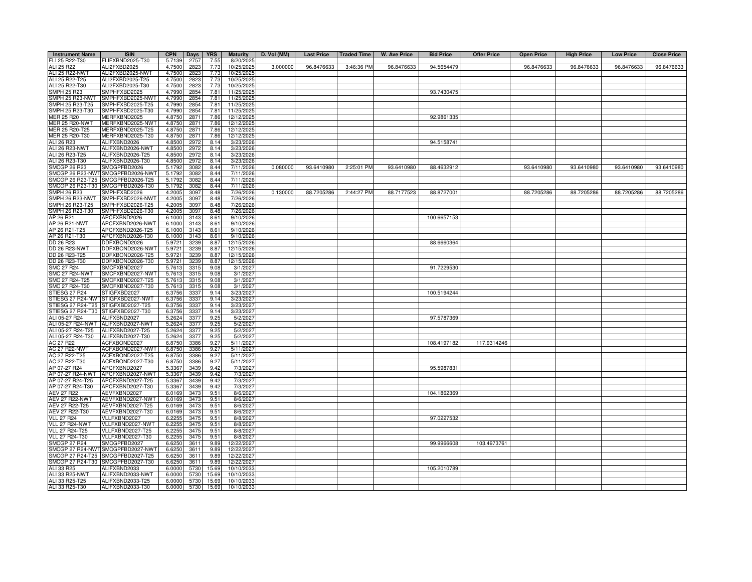| Instrument Name | ISIN | CPN | Days | YRS | Maturity | D. Vol (MM) | Last Price | Traded Time | W. Ave Price | Bid Price | Offer Price | Open Price | High Price | Low Price | Close Price |
|---|---|---|---|---|---|---|---|---|---|---|---|---|---|---|---|
| FLI 25 R22-T30 | FLIFXBND2025-T30 | 5.7139 | 2757 | 7.55 | 8/20/2025 | | | | | | | | | | |
| ALI 25 R22 | ALI2FXBD2025 | 4.7500 | 2823 | 7.73 | 10/25/2025 | 3.000000 | 96.8476633 | 3:46:36 PM | 96.8476633 | 94.5654479 | | 96.8476633 | 96.8476633 | 96.8476633 | 96.8476633 |
| ALI 25 R22-NWT | ALI2FXBD2025-NWT | 4.7500 | 2823 | 7.73 | 10/25/2025 | | | | | | | | | | |
| ALI 25 R22-T25 | ALI2FXBD2025-T25 | 4.7500 | 2823 | 7.73 | 10/25/2025 | | | | | | | | | | |
| ALI 25 R22-T30 | ALI2FXBD2025-T30 | 4.7500 | 2823 | 7.73 | 10/25/2025 | | | | | | | | | | |
| SMPH 25 R23 | SMPHFXBD2025 | 4.7990 | 2854 | 7.81 | 11/25/2025 | | | | | 93.7430475 | | | | | |
| SMPH 25 R23-NWT | SMPHFXBD2025-NWT | 4.7990 | 2854 | 7.81 | 11/25/2025 | | | | | | | | | | |
| SMPH 25 R23-T25 | SMPHFXBD2025-T25 | 4.7990 | 2854 | 7.81 | 11/25/2025 | | | | | | | | | | |
| SMPH 25 R23-T30 | SMPHFXBD2025-T30 | 4.7990 | 2854 | 7.81 | 11/25/2025 | | | | | | | | | | |
| MER 25 R20 | MERFXBND2025 | 4.8750 | 2871 | 7.86 | 12/12/2025 | | | | | 92.9861335 | | | | | |
| MER 25 R20-NWT | MERFXBND2025-NWT | 4.8750 | 2871 | 7.86 | 12/12/2025 | | | | | | | | | | |
| MER 25 R20-T25 | MERFXBND2025-T25 | 4.8750 | 2871 | 7.86 | 12/12/2025 | | | | | | | | | | |
| MER 25 R20-T30 | MERFXBND2025-T30 | 4.8750 | 2871 | 7.86 | 12/12/2025 | | | | | | | | | | |
| ALI 26 R23 | ALIFXBND2026 | 4.8500 | 2972 | 8.14 | 3/23/2026 | | | | | 94.5158741 | | | | | |
| ALI 26 R23-NWT | ALIFXBND2026-NWT | 4.8500 | 2972 | 8.14 | 3/23/2026 | | | | | | | | | | |
| ALI 26 R23-T25 | ALIFXBND2026-T25 | 4.8500 | 2972 | 8.14 | 3/23/2026 | | | | | | | | | | |
| ALI 26 R23-T30 | ALIFXBND2026-T30 | 4.8500 | 2972 | 8.14 | 3/23/2026 | | | | | | | | | | |
| SMCGP 26 R23 | SMCGPFBD2026 | 5.1792 | 3082 | 8.44 | 7/11/2026 | 0.080000 | 93.6410980 | 2:25:01 PM | 93.6410980 | 88.4632912 | | 93.6410980 | 93.6410980 | 93.6410980 | 93.6410980 |
| SMCGP 26 R23-NWT | SMCGPFBD2026-NWT | 5.1792 | 3082 | 8.44 | 7/11/2026 | | | | | | | | | | |
| SMCGP 26 R23-T25 | SMCGPFBD2026-T25 | 5.1792 | 3082 | 8.44 | 7/11/2026 | | | | | | | | | | |
| SMCGP 26 R23-T30 | SMCGPFBD2026-T30 | 5.1792 | 3082 | 8.44 | 7/11/2026 | | | | | | | | | | |
| SMPH 26 R23 | SMPHFXBD2026 | 4.2005 | 3097 | 8.48 | 7/26/2026 | 0.130000 | 88.7205286 | 2:44:27 PM | 88.7177523 | 88.8727001 | | 88.7205286 | 88.7205286 | 88.7205286 | 88.7205286 |
| SMPH 26 R23-NWT | SMPHFXBD2026-NWT | 4.2005 | 3097 | 8.48 | 7/26/2026 | | | | | | | | | | |
| SMPH 26 R23-T25 | SMPHFXBD2026-T25 | 4.2005 | 3097 | 8.48 | 7/26/2026 | | | | | | | | | | |
| SMPH 26 R23-T30 | SMPHFXBD2026-T30 | 4.2005 | 3097 | 8.48 | 7/26/2026 | | | | | | | | | | |
| AP 26 R21 | APCFXBND2026 | 6.1000 | 3143 | 8.61 | 9/10/2026 | | | | | 100.6657153 | | | | | |
| AP 26 R21-NWT | APCFXBND2026-NWT | 6.1000 | 3143 | 8.61 | 9/10/2026 | | | | | | | | | | |
| AP 26 R21-T25 | APCFXBND2026-T25 | 6.1000 | 3143 | 8.61 | 9/10/2026 | | | | | | | | | | |
| AP 26 R21-T30 | APCFXBND2026-T30 | 6.1000 | 3143 | 8.61 | 9/10/2026 | | | | | | | | | | |
| DD 26 R23 | DDFXBOND2026 | 5.9721 | 3239 | 8.87 | 12/15/2026 | | | | | 88.6660364 | | | | | |
| DD 26 R23-NWT | DDFXBOND2026-NWT | 5.9721 | 3239 | 8.87 | 12/15/2026 | | | | | | | | | | |
| DD 26 R23-T25 | DDFXBOND2026-T25 | 5.9721 | 3239 | 8.87 | 12/15/2026 | | | | | | | | | | |
| DD 26 R23-T30 | DDFXBOND2026-T30 | 5.9721 | 3239 | 8.87 | 12/15/2026 | | | | | | | | | | |
| SMC 27 R24 | SMCFXBND2027 | 5.7613 | 3315 | 9.08 | 3/1/2027 | | | | | 91.7229530 | | | | | |
| SMC 27 R24-NWT | SMCFXBND2027-NWT | 5.7613 | 3315 | 9.08 | 3/1/2027 | | | | | | | | | | |
| SMC 27 R24-T25 | SMCFXBND2027-T25 | 5.7613 | 3315 | 9.08 | 3/1/2027 | | | | | | | | | | |
| SMC 27 R24-T30 | SMCFXBND2027-T30 | 5.7613 | 3315 | 9.08 | 3/1/2027 | | | | | | | | | | |
| STIESG 27 R24 | STIGFXBD2027 | 6.3756 | 3337 | 9.14 | 3/23/2027 | | | | | 100.5194244 | | | | | |
| STIESG 27 R24-NWT | STIGFXBD2027-NWT | 6.3756 | 3337 | 9.14 | 3/23/2027 | | | | | | | | | | |
| STIESG 27 R24-T25 | STIGFXBD2027-T25 | 6.3756 | 3337 | 9.14 | 3/23/2027 | | | | | | | | | | |
| STIESG 27 R24-T30 | STIGFXBD2027-T30 | 6.3756 | 3337 | 9.14 | 3/23/2027 | | | | | | | | | | |
| ALI 05-27 R24 | ALIFXBND2027 | 5.2624 | 3377 | 9.25 | 5/2/2027 | | | | | 97.5787369 | | | | | |
| ALI 05-27 R24-NWT | ALIFXBND2027-NWT | 5.2624 | 3377 | 9.25 | 5/2/2027 | | | | | | | | | | |
| ALI 05-27 R24-T25 | ALIFXBND2027-T25 | 5.2624 | 3377 | 9.25 | 5/2/2027 | | | | | | | | | | |
| ALI 05-27 R24-T30 | ALIFXBND2027-T30 | 5.2624 | 3377 | 9.25 | 5/2/2027 | | | | | | | | | | |
| AC 27 R22 | ACFXBOND2027 | 6.8750 | 3386 | 9.27 | 5/11/2027 | | | | | 108.4197182 | 117.9314246 | | | | |
| AC 27 R22-NWT | ACFXBOND2027-NWT | 6.8750 | 3386 | 9.27 | 5/11/2027 | | | | | | | | | | |
| AC 27 R22-T25 | ACFXBOND2027-T25 | 6.8750 | 3386 | 9.27 | 5/11/2027 | | | | | | | | | | |
| AC 27 R22-T30 | ACFXBOND2027-T30 | 6.8750 | 3386 | 9.27 | 5/11/2027 | | | | | | | | | | |
| AP 07-27 R24 | APCFXBND2027 | 5.3367 | 3439 | 9.42 | 7/3/2027 | | | | | 95.5987831 | | | | | |
| AP 07-27 R24-NWT | APCFXBND2027-NWT | 5.3367 | 3439 | 9.42 | 7/3/2027 | | | | | | | | | | |
| AP 07-27 R24-T25 | APCFXBND2027-T25 | 5.3367 | 3439 | 9.42 | 7/3/2027 | | | | | | | | | | |
| AP 07-27 R24-T30 | APCFXBND2027-T30 | 5.3367 | 3439 | 9.42 | 7/3/2027 | | | | | | | | | | |
| AEV 27 R22 | AEVFXBND2027 | 6.0169 | 3473 | 9.51 | 8/6/2027 | | | | | 104.1862369 | | | | | |
| AEV 27 R22-NWT | AEVFXBND2027-NWT | 6.0169 | 3473 | 9.51 | 8/6/2027 | | | | | | | | | | |
| AEV 27 R22-T25 | AEVFXBND2027-T25 | 6.0169 | 3473 | 9.51 | 8/6/2027 | | | | | | | | | | |
| AEV 27 R22-T30 | AEVFXBND2027-T30 | 6.0169 | 3473 | 9.51 | 8/6/2027 | | | | | | | | | | |
| VLL 27 R24 | VLLFXBND2027 | 6.2255 | 3475 | 9.51 | 8/8/2027 | | | | | 97.0227532 | | | | | |
| VLL 27 R24-NWT | VLLFXBND2027-NWT | 6.2255 | 3475 | 9.51 | 8/8/2027 | | | | | | | | | | |
| VLL 27 R24-T25 | VLLFXBND2027-T25 | 6.2255 | 3475 | 9.51 | 8/8/2027 | | | | | | | | | | |
| VLL 27 R24-T30 | VLLFXBND2027-T30 | 6.2255 | 3475 | 9.51 | 8/8/2027 | | | | | | | | | | |
| SMCGP 27 R24 | SMCGPFBD2027 | 6.6250 | 3611 | 9.89 | 12/22/2027 | | | | | 99.9966608 | 103.4973761 | | | | |
| SMCGP 27 R24-NWT | SMCGPFBD2027-NWT | 6.6250 | 3611 | 9.89 | 12/22/2027 | | | | | | | | | | |
| SMCGP 27 R24-T25 | SMCGPFBD2027-T25 | 6.6250 | 3611 | 9.89 | 12/22/2027 | | | | | | | | | | |
| SMCGP 27 R24-T30 | SMCGPFBD2027-T30 | 6.6250 | 3611 | 9.89 | 12/22/2027 | | | | | | | | | | |
| ALI 33 R25 | ALIFXBND2033 | 6.0000 | 5730 | 15.69 | 10/10/2033 | | | | | 105.2010789 | | | | | |
| ALI 33 R25-NWT | ALIFXBND2033-NWT | 6.0000 | 5730 | 15.69 | 10/10/2033 | | | | | | | | | | |
| ALI 33 R25-T25 | ALIFXBND2033-T25 | 6.0000 | 5730 | 15.69 | 10/10/2033 | | | | | | | | | | |
| ALI 33 R25-T30 | ALIFXBND2033-T30 | 6.0000 | 5730 | 15.69 | 10/10/2033 | | | | | | | | | | |